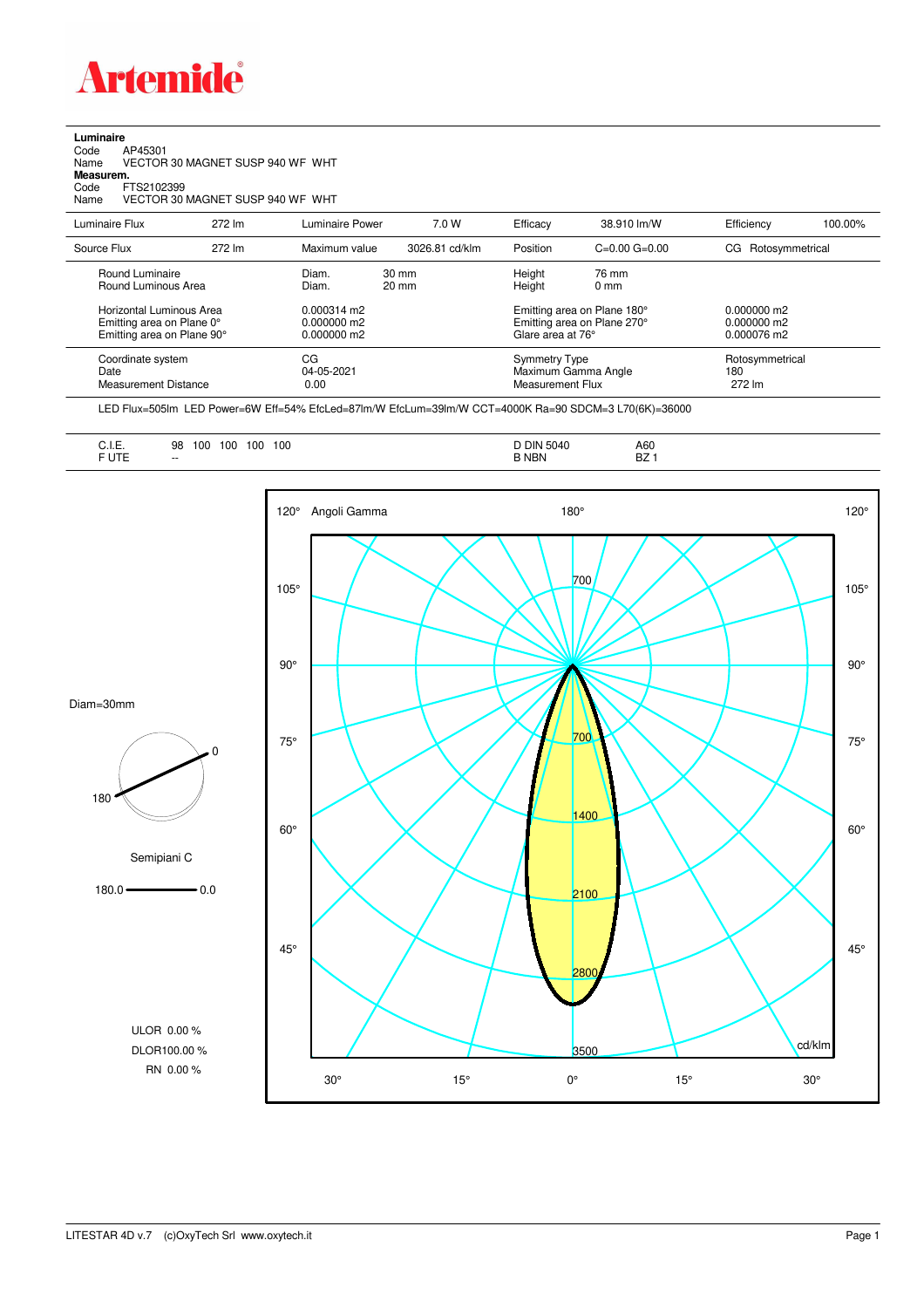Artemide

**Luminaire**

Code AP45301

Name VECTOR 30 MAGNET SUSP 940 WF WHT

**Measurem.**

Code FTS2102399

Name VECTOR 30 MAGNET SUSP 940 WF WHT

| Luminaire Flux | 272 lm | Luminaire Power | 7.0 W | Efficacy | 38.910 lm/W | Efficiency | 100.00% |
|---|---|---|---|---|---|---|---|
| Source Flux | 272 lm | Maximum value | 3026.81 cd/klm | Position | C=0.00 G=0.00 | CG | Rotosymmetrical |

| | | | | |
|---|---|---|---|---|
| Round Luminaire | Diam. 30 mm | Height 76 mm | | |
| Round Luminous Area | Diam. 20 mm | Height 0 mm | | |
| Horizontal Luminous Area | 0.000314 m2 | Emitting area on Plane 180° | 0.000000 m2 | |
| Emitting area on Plane 0° | 0.000000 m2 | Emitting area on Plane 270° | 0.000000 m2 | |
| Emitting area on Plane 90° | 0.000000 m2 | Glare area at 76° | 0.000076 m2 | |

| | | | |
|---|---|---|---|
| Coordinate system | CG | Symmetry Type | Rotosymmetrical |
| Date | 04-05-2021 | Maximum Gamma Angle | 180 |
| Measurement Distance | 0.00 | Measurement Flux | 272 lm |

LED Flux=505lm LED Power=6W Eff=54% EfcLed=87lm/W EfcLum=39lm/W CCT=4000K Ra=90 SDCM=3 L70(6K)=36000

| | | | |
|---|---|---|---|
| C.I.E. | 98 100 100 100 100 | D DIN 5040 | A60 |
| F UTE | -- | B NBN | BZ 1 |

Diam=30mm

Semipiani C

180.0 — 0.0

ULOR 0.00 %

DLOR100.00 %

RN 0.00 %

Angoli Gamma

cd/klm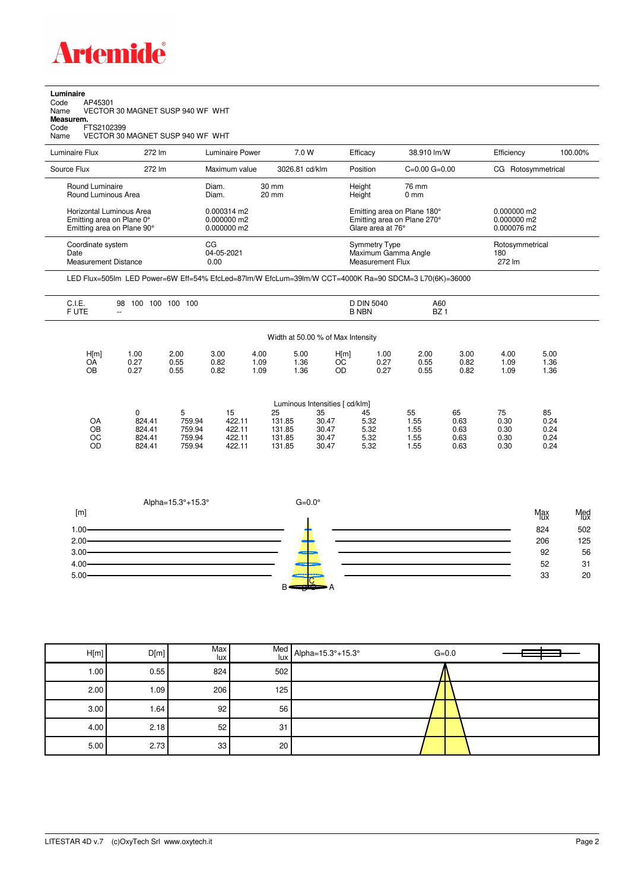# Artemide

**Luminaire**
Code AP45301
Name VECTOR 30 MAGNET SUSP 940 WF WHT
**Measurem.**
Code FTS2102399
Name VECTOR 30 MAGNET SUSP 940 WF WHT

| | | | | | | | |
|---|---|---|---|---|---|---|---|
| Luminaire Flux | 272 lm | Luminaire Power | 7.0 W | Efficacy | 38.910 lm/W | Efficiency | 100.00% |
| Source Flux | 272 lm | Maximum value | 3026.81 cd/klm | Position | C=0.00 G=0.00 | CG | Rotosymmetrical |

| | | | | | |
|---|---|---|---|---|---|
| Round Luminaire | Diam. | 30 mm | Height | 76 mm | |
| Round Luminous Area | Diam. | 20 mm | Height | 0 mm | |
| Horizontal Luminous Area | 0.000314 m2 | | Emitting area on Plane 180° | | 0.000000 m2 |
| Emitting area on Plane 0° | 0.000000 m2 | | Emitting area on Plane 270° | | 0.000000 m2 |
| Emitting area on Plane 90° | 0.000000 m2 | | Glare area at 76° | | 0.000076 m2 |

| | | | |
|---|---|---|---|
| Coordinate system | CG | Symmetry Type | Rotosymmetrical |
| Date | 04-05-2021 | Maximum Gamma Angle | 180 |
| Measurement Distance | 0.00 | Measurement Flux | 272 lm |

LED Flux=505lm LED Power=6W Eff=54% EfcLed=87lm/W EfcLum=39lm/W CCT=4000K Ra=90 SDCM=3 L70(6K)=36000

| | | | |
|---|---|---|---|
| C.I.E. | 98 100 100 100 100 | D DIN 5040 | A60 |
| F UTE | -- | B NBN | BZ 1 |

Width at 50.00 % of Max Intensity

| H[m] | 1.00 | 2.00 | 3.00 | 4.00 | 5.00 | H[m] | 1.00 | 2.00 | 3.00 | 4.00 | 5.00 |
|---|---|---|---|---|---|---|---|---|---|---|---|
| OA | 0.27 | 0.55 | 0.82 | 1.09 | 1.36 | OC | 0.27 | 0.55 | 0.82 | 1.09 | 1.36 |
| OB | 0.27 | 0.55 | 0.82 | 1.09 | 1.36 | OD | 0.27 | 0.55 | 0.82 | 1.09 | 1.36 |

Luminous Intensities [ cd/klm]

| | 0 | 5 | 15 | 25 | 35 | 45 | 55 | 65 | 75 | 85 |
|---|---|---|---|---|---|---|---|---|---|---|
| OA | 824.41 | 759.94 | 422.11 | 131.85 | 30.47 | 5.32 | 1.55 | 0.63 | 0.30 | 0.24 |
| OB | 824.41 | 759.94 | 422.11 | 131.85 | 30.47 | 5.32 | 1.55 | 0.63 | 0.30 | 0.24 |
| OC | 824.41 | 759.94 | 422.11 | 131.85 | 30.47 | 5.32 | 1.55 | 0.63 | 0.30 | 0.24 |
| OD | 824.41 | 759.94 | 422.11 | 131.85 | 30.47 | 5.32 | 1.55 | 0.63 | 0.30 | 0.24 |

Alpha=15.3°+15.3°
G=0.0°
[m]
1.00
2.00
3.00
4.00
5.00
B D C A
Max lux
824
206
92
52
33
Med lux
502
125
56
31
20

| H[m] | D[m] | Max lux | Med lux | Alpha=15.3°+15.3° G=0.0 |
|---|---|---|---|---|
| 1.00 | 0.55 | 824 | 502 | |
| 2.00 | 1.09 | 206 | 125 | |
| 3.00 | 1.64 | 92 | 56 | |
| 4.00 | 2.18 | 52 | 31 | |
| 5.00 | 2.73 | 33 | 20 | |

LITESTAR 4D v.7 (c)OxyTech Srl www.oxytech.it